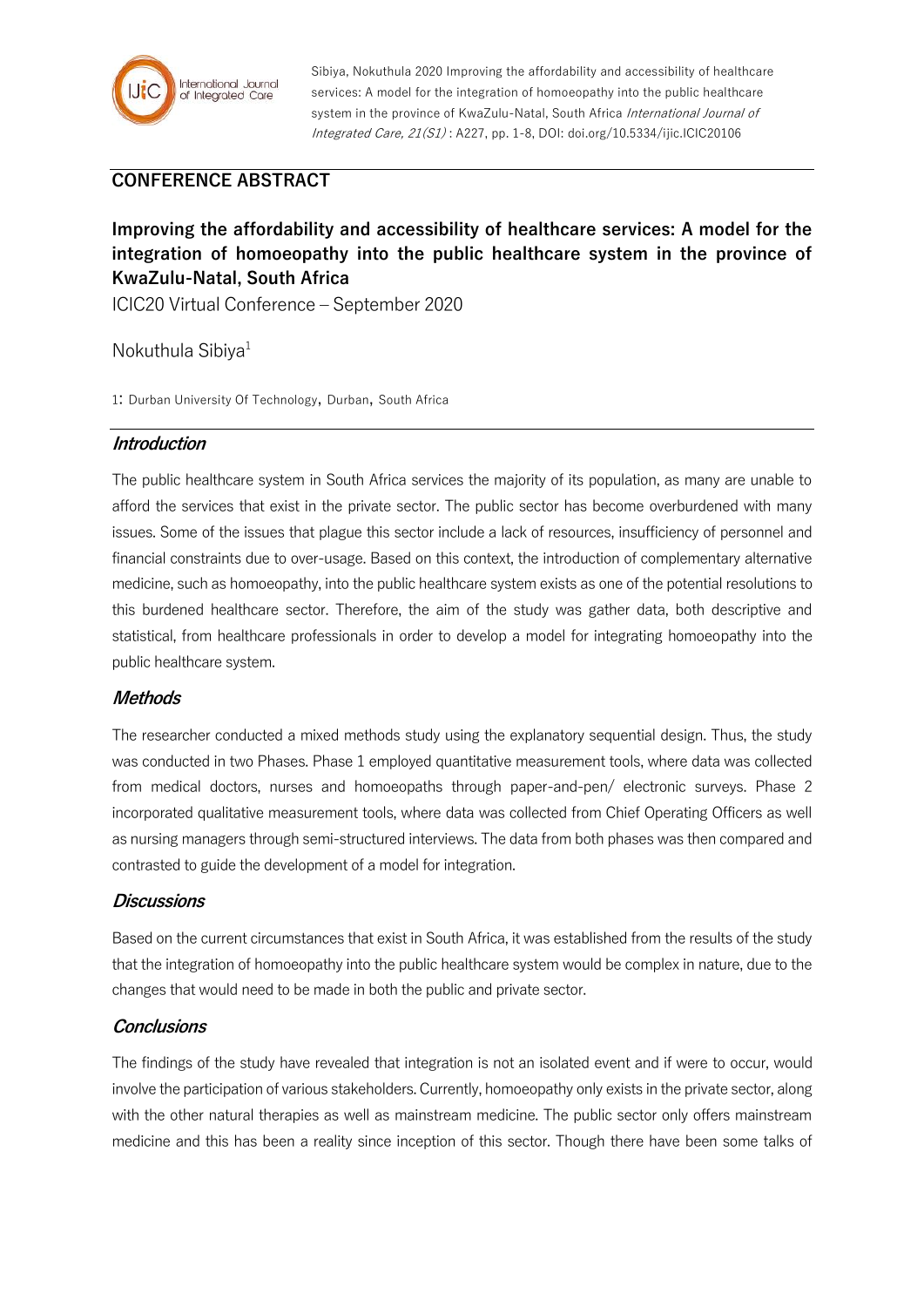Sibiya, Nokuthula 2020 Improving the affordability and accessibility of healthcare services: A model for the integration of homoeopathy into the public healthcare system in the province of KwaZulu-Natal, South Africa *International Journal of Integrated Care, 21(S1)* : A227, pp. 1-8, DOI: doi.org/10.5334/ijic.ICIC20106

## CONFERENCE ABSTRACT

# Improving the affordability and accessibility of healthcare services: A model for the integration of homoeopathy into the public healthcare system in the province of KwaZulu-Natal, South Africa

ICIC20 Virtual Conference – September 2020

Nokuthula Sibiya[1]

1: Durban University Of Technology, Durban, South Africa

### *Introduction*

The public healthcare system in South Africa services the majority of its population, as many are unable to afford the services that exist in the private sector. The public sector has become overburdened with many issues. Some of the issues that plague this sector include a lack of resources, insufficiency of personnel and financial constraints due to over-usage. Based on this context, the introduction of complementary alternative medicine, such as homoeopathy, into the public healthcare system exists as one of the potential resolutions to this burdened healthcare sector. Therefore, the aim of the study was gather data, both descriptive and statistical, from healthcare professionals in order to develop a model for integrating homoeopathy into the public healthcare system.

### *Methods*

The researcher conducted a mixed methods study using the explanatory sequential design. Thus, the study was conducted in two Phases. Phase 1 employed quantitative measurement tools, where data was collected from medical doctors, nurses and homoeopaths through paper-and-pen/ electronic surveys. Phase 2 incorporated qualitative measurement tools, where data was collected from Chief Operating Officers as well as nursing managers through semi-structured interviews. The data from both phases was then compared and contrasted to guide the development of a model for integration.

### *Discussions*

Based on the current circumstances that exist in South Africa, it was established from the results of the study that the integration of homoeopathy into the public healthcare system would be complex in nature, due to the changes that would need to be made in both the public and private sector.

### *Conclusions*

The findings of the study have revealed that integration is not an isolated event and if were to occur, would involve the participation of various stakeholders. Currently, homoeopathy only exists in the private sector, along with the other natural therapies as well as mainstream medicine. The public sector only offers mainstream medicine and this has been a reality since inception of this sector. Though there have been some talks of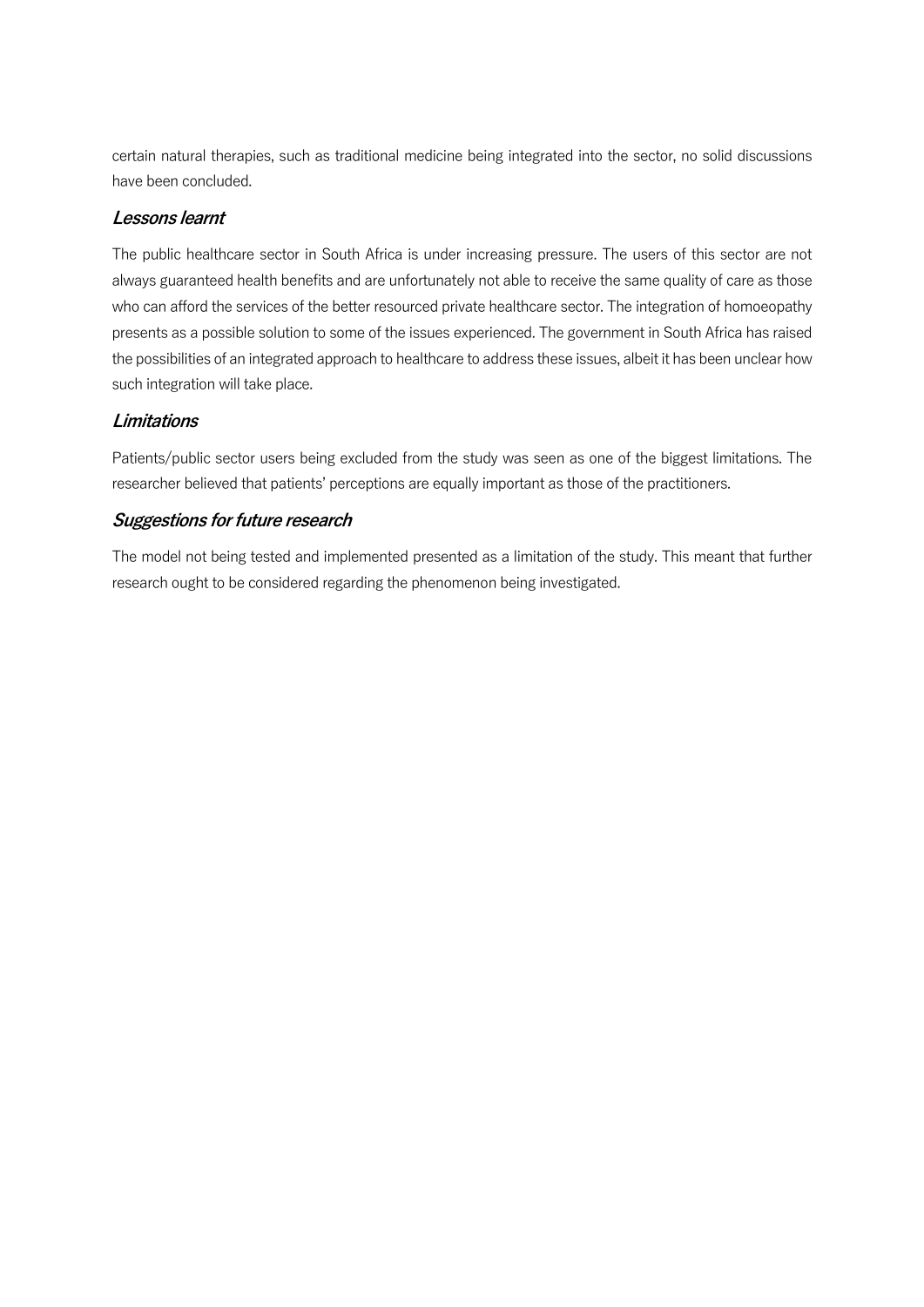certain natural therapies, such as traditional medicine being integrated into the sector, no solid discussions have been concluded.

### *Lessons learnt*

The public healthcare sector in South Africa is under increasing pressure. The users of this sector are not always guaranteed health benefits and are unfortunately not able to receive the same quality of care as those who can afford the services of the better resourced private healthcare sector. The integration of homoeopathy presents as a possible solution to some of the issues experienced. The government in South Africa has raised the possibilities of an integrated approach to healthcare to address these issues, albeit it has been unclear how such integration will take place.

### *Limitations*

Patients/public sector users being excluded from the study was seen as one of the biggest limitations. The researcher believed that patients' perceptions are equally important as those of the practitioners.

### *Suggestions for future research*

The model not being tested and implemented presented as a limitation of the study. This meant that further research ought to be considered regarding the phenomenon being investigated.